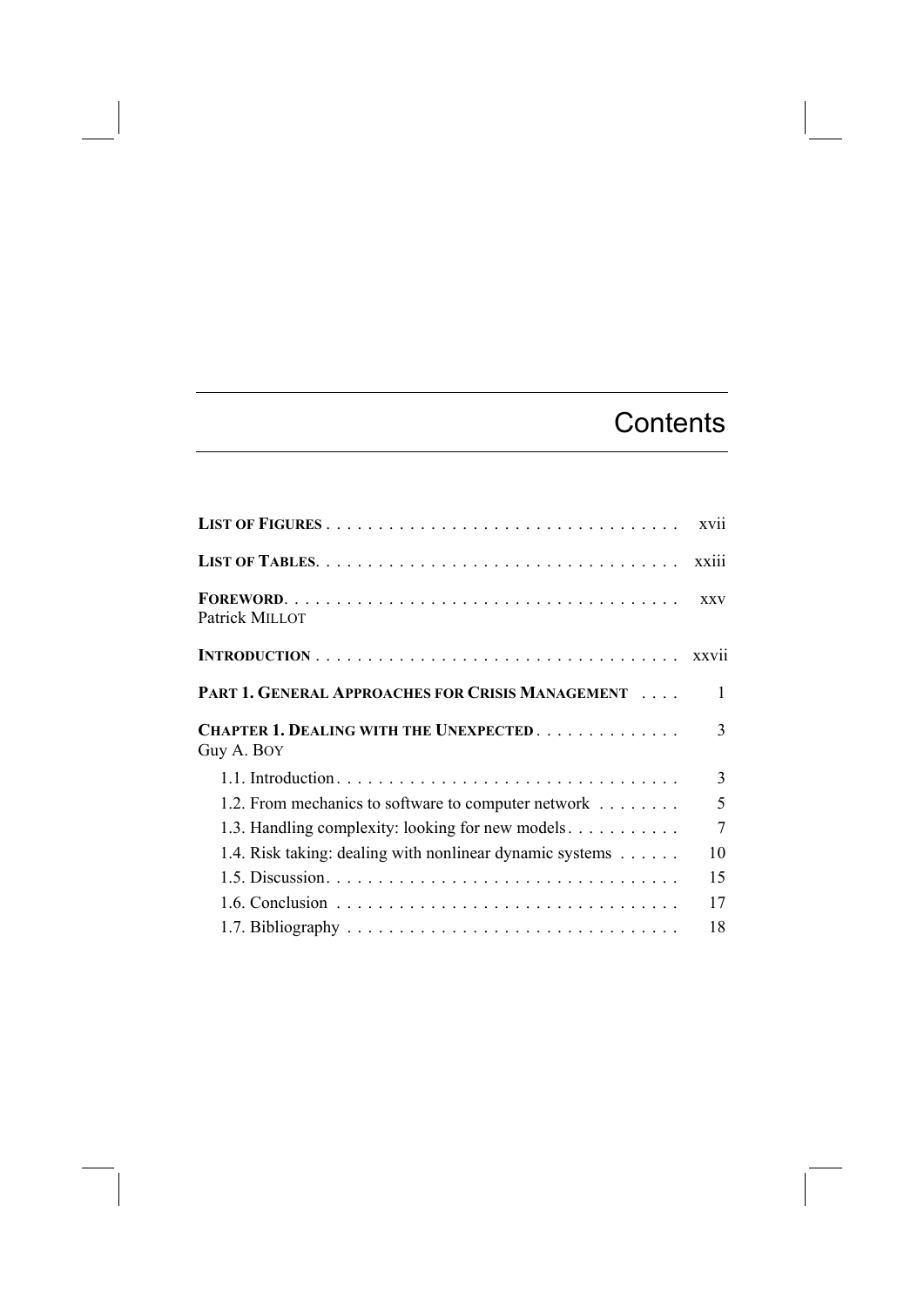# Contents

**LIST OF FIGURES** . . . . . . . . . . . . . . . . . . . . . . . . . . . . . . . . . . xvii

**LIST OF TABLES** . . . . . . . . . . . . . . . . . . . . . . . . . . . . . . . . . . xxiii

**FOREWORD** . . . . . . . . . . . . . . . . . . . . . . . . . . . . . . . . . . . . . xxv
Patrick MILLOT

**INTRODUCTION** . . . . . . . . . . . . . . . . . . . . . . . . . . . . . . . . . . xxvii

**PART 1. GENERAL APPROACHES FOR CRISIS MANAGEMENT** . . . . 1

**CHAPTER 1. DEALING WITH THE UNEXPECTED** . . . . . . . . . . . . . . 3
Guy A. BOY

1.1. Introduction . . . . . . . . . . . . . . . . . . . . . . . . . . . . . . . . . 3
1.2. From mechanics to software to computer network . . . . . . . . 5
1.3. Handling complexity: looking for new models . . . . . . . . . . . 7
1.4. Risk taking: dealing with nonlinear dynamic systems . . . . . . 10
1.5. Discussion . . . . . . . . . . . . . . . . . . . . . . . . . . . . . . . . . . 15
1.6. Conclusion . . . . . . . . . . . . . . . . . . . . . . . . . . . . . . . . . 17
1.7. Bibliography . . . . . . . . . . . . . . . . . . . . . . . . . . . . . . . . 18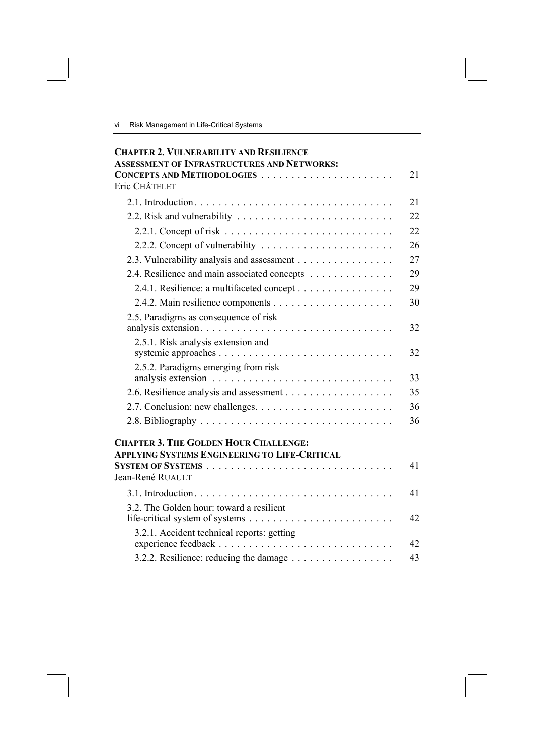**CHAPTER 2. VULNERABILITY AND RESILIENCE ASSESSMENT OF INFRASTRUCTURES AND NETWORKS: CONCEPTS AND METHODOLOGIES** . . . . . . . . . . . . . . . . . . . . . . 21
Eric CHÂTELET

- 2.1. Introduction . . . . . . . . . . . . . . . . . . . . . . . . . . . . . . . . . 21
- 2.2. Risk and vulnerability . . . . . . . . . . . . . . . . . . . . . . . . . . 22
  - 2.2.1. Concept of risk . . . . . . . . . . . . . . . . . . . . . . . . . . . 22
  - 2.2.2. Concept of vulnerability . . . . . . . . . . . . . . . . . . . . . 26
- 2.3. Vulnerability analysis and assessment . . . . . . . . . . . . . . . . 27
- 2.4. Resilience and main associated concepts . . . . . . . . . . . . . . 29
  - 2.4.1. Resilience: a multifaceted concept . . . . . . . . . . . . . . . . 29
  - 2.4.2. Main resilience components . . . . . . . . . . . . . . . . . . . . 30
- 2.5. Paradigms as consequence of risk analysis extension . . . . . . . . . . . . . . . . . . . . . . . . . . . . . . . 32
  - 2.5.1. Risk analysis extension and systemic approaches . . . . . . . . . . . . . . . . . . . . . . . . . . . . 32
  - 2.5.2. Paradigms emerging from risk analysis extension . . . . . . . . . . . . . . . . . . . . . . . . . . . . . 33
- 2.6. Resilience analysis and assessment . . . . . . . . . . . . . . . . . . 35
- 2.7. Conclusion: new challenges. . . . . . . . . . . . . . . . . . . . . . . 36
- 2.8. Bibliography . . . . . . . . . . . . . . . . . . . . . . . . . . . . . . . 36

**CHAPTER 3. THE GOLDEN HOUR CHALLENGE: APPLYING SYSTEMS ENGINEERING TO LIFE-CRITICAL SYSTEM OF SYSTEMS** . . . . . . . . . . . . . . . . . . . . . . . . . . . . . . 41
Jean-René RUAULT

- 3.1. Introduction . . . . . . . . . . . . . . . . . . . . . . . . . . . . . . . . . 41
- 3.2. The Golden hour: toward a resilient life-critical system of systems . . . . . . . . . . . . . . . . . . . . . . . . 42
  - 3.2.1. Accident technical reports: getting experience feedback . . . . . . . . . . . . . . . . . . . . . . . . . . . . 42
  - 3.2.2. Resilience: reducing the damage . . . . . . . . . . . . . . . . . 43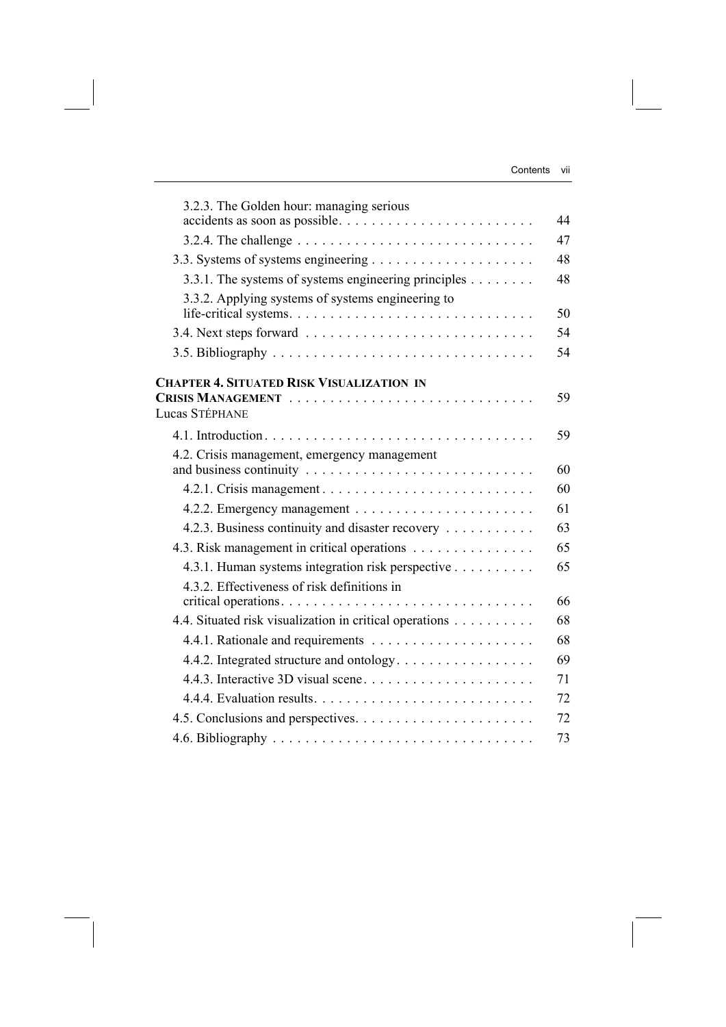3.2.3. The Golden hour: managing serious accidents as soon as possible . . . . . . . . . . . . . . . . . . . . . . . . 44

3.2.4. The challenge . . . . . . . . . . . . . . . . . . . . . . . . . . . . . 47

3.3. Systems of systems engineering . . . . . . . . . . . . . . . . . . . . 48

3.3.1. The systems of systems engineering principles . . . . . . . . 48

3.3.2. Applying systems of systems engineering to life-critical systems. . . . . . . . . . . . . . . . . . . . . . . . . . . . . . 50

3.4. Next steps forward . . . . . . . . . . . . . . . . . . . . . . . . . . . 54

3.5. Bibliography . . . . . . . . . . . . . . . . . . . . . . . . . . . . . . . 54

**CHAPTER 4. SITUATED RISK VISUALIZATION IN CRISIS MANAGEMENT** . . . . . . . . . . . . . . . . . . . . . . . . . . . . 59
Lucas STÉPHANE

4.1. Introduction . . . . . . . . . . . . . . . . . . . . . . . . . . . . . . . . 59

4.2. Crisis management, emergency management and business continuity . . . . . . . . . . . . . . . . . . . . . . . . . . . . 60

4.2.1. Crisis management . . . . . . . . . . . . . . . . . . . . . . . . . 60

4.2.2. Emergency management . . . . . . . . . . . . . . . . . . . . . . 61

4.2.3. Business continuity and disaster recovery . . . . . . . . . . . 63

4.3. Risk management in critical operations . . . . . . . . . . . . . . . 65

4.3.1. Human systems integration risk perspective . . . . . . . . . . 65

4.3.2. Effectiveness of risk definitions in critical operations. . . . . . . . . . . . . . . . . . . . . . . . . . . . . . . 66

4.4. Situated risk visualization in critical operations . . . . . . . . . . 68

4.4.1. Rationale and requirements . . . . . . . . . . . . . . . . . . . . 68

4.4.2. Integrated structure and ontology. . . . . . . . . . . . . . . . . 69

4.4.3. Interactive 3D visual scene. . . . . . . . . . . . . . . . . . . . . 71

4.4.4. Evaluation results. . . . . . . . . . . . . . . . . . . . . . . . . . . 72

4.5. Conclusions and perspectives. . . . . . . . . . . . . . . . . . . . . . 72

4.6. Bibliography . . . . . . . . . . . . . . . . . . . . . . . . . . . . . . . . 73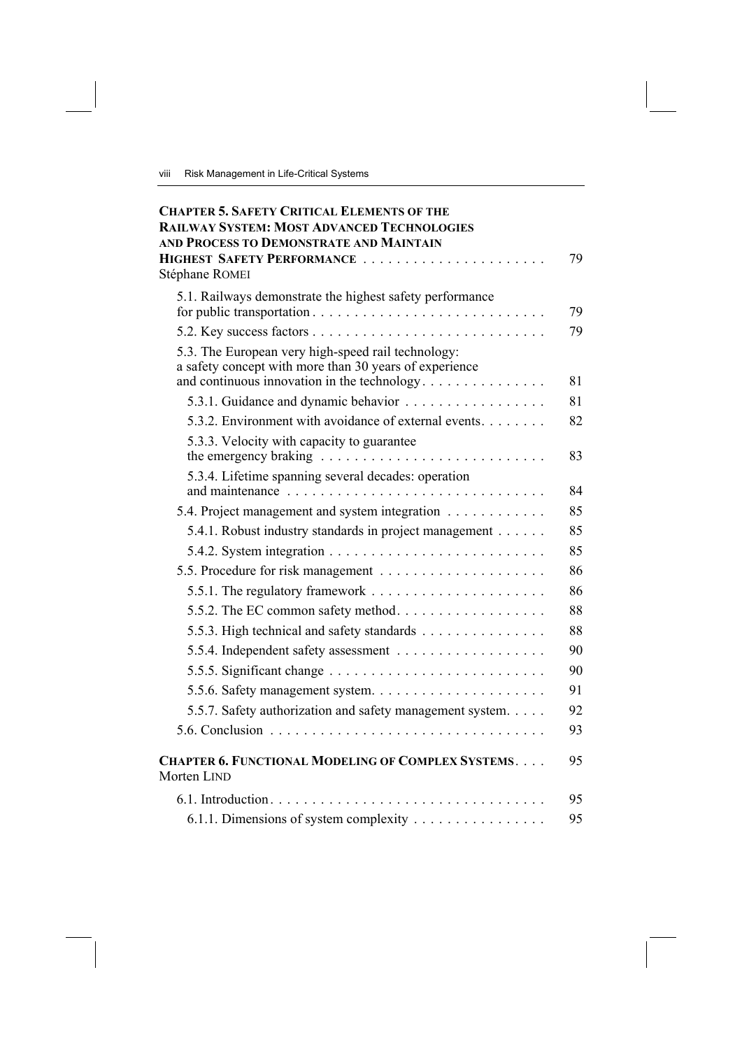**CHAPTER 5. SAFETY CRITICAL ELEMENTS OF THE RAILWAY SYSTEM: MOST ADVANCED TECHNOLOGIES AND PROCESS TO DEMONSTRATE AND MAINTAIN HIGHEST SAFETY PERFORMANCE** . . . . . . . . . . . . . . . . . . . . . . 79
Stéphane ROMEI

- 5.1. Railways demonstrate the highest safety performance for public transportation . . . . . . . . . . . . . . . . . . . . . . . . . . . . 79
- 5.2. Key success factors . . . . . . . . . . . . . . . . . . . . . . . . . . . . 79
- 5.3. The European very high-speed rail technology: a safety concept with more than 30 years of experience and continuous innovation in the technology . . . . . . . . . . . . . . . 81
  - 5.3.1. Guidance and dynamic behavior . . . . . . . . . . . . . . . . . 81
  - 5.3.2. Environment with avoidance of external events . . . . . . . . 82
  - 5.3.3. Velocity with capacity to guarantee the emergency braking . . . . . . . . . . . . . . . . . . . . . . . . . . 83
  - 5.3.4. Lifetime spanning several decades: operation and maintenance . . . . . . . . . . . . . . . . . . . . . . . . . . . . . . . 84
- 5.4. Project management and system integration . . . . . . . . . . . . 85
  - 5.4.1. Robust industry standards in project management . . . . . . 85
  - 5.4.2. System integration . . . . . . . . . . . . . . . . . . . . . . . . . . 85
- 5.5. Procedure for risk management . . . . . . . . . . . . . . . . . . . . 86
  - 5.5.1. The regulatory framework . . . . . . . . . . . . . . . . . . . . . 86
  - 5.5.2. The EC common safety method . . . . . . . . . . . . . . . . . . 88
  - 5.5.3. High technical and safety standards . . . . . . . . . . . . . . . 88
  - 5.5.4. Independent safety assessment . . . . . . . . . . . . . . . . . . 90
  - 5.5.5. Significant change . . . . . . . . . . . . . . . . . . . . . . . . . . 90
  - 5.5.6. Safety management system . . . . . . . . . . . . . . . . . . . . . 91
  - 5.5.7. Safety authorization and safety management system . . . . . 92
- 5.6. Conclusion . . . . . . . . . . . . . . . . . . . . . . . . . . . . . . . . . 93

**CHAPTER 6. FUNCTIONAL MODELING OF COMPLEX SYSTEMS** . . . . 95
Morten LIND

- 6.1. Introduction . . . . . . . . . . . . . . . . . . . . . . . . . . . . . . . . . 95
  - 6.1.1. Dimensions of system complexity . . . . . . . . . . . . . . . . 95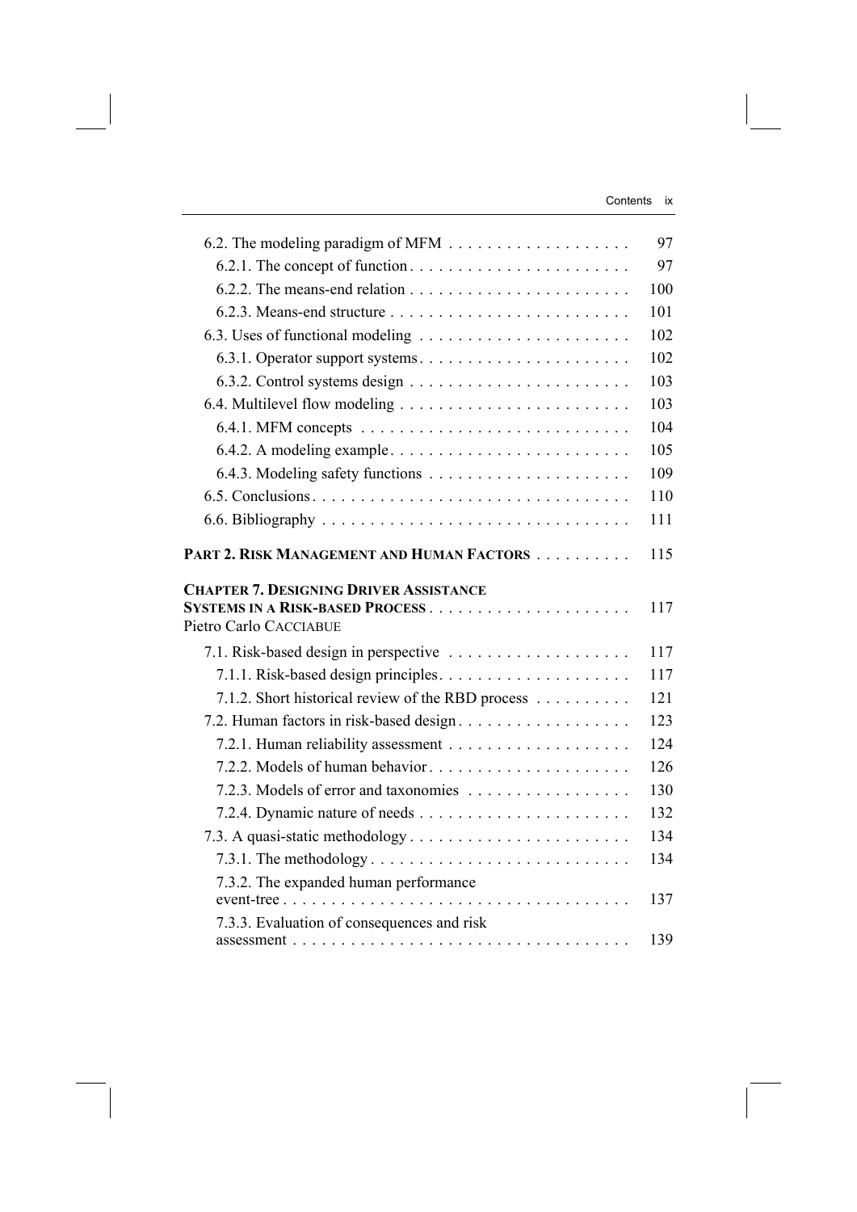6.2. The modeling paradigm of MFM . . . . . . . . . . . . . . . . . . . 97

6.2.1. The concept of function . . . . . . . . . . . . . . . . . . . . . . . 97

6.2.2. The means-end relation . . . . . . . . . . . . . . . . . . . . . . . 100

6.2.3. Means-end structure . . . . . . . . . . . . . . . . . . . . . . . . . 101

6.3. Uses of functional modeling . . . . . . . . . . . . . . . . . . . . . . 102

6.3.1. Operator support systems . . . . . . . . . . . . . . . . . . . . . . 102

6.3.2. Control systems design . . . . . . . . . . . . . . . . . . . . . . . 103

6.4. Multilevel flow modeling . . . . . . . . . . . . . . . . . . . . . . . . 103

6.4.1. MFM concepts . . . . . . . . . . . . . . . . . . . . . . . . . . . . 104

6.4.2. A modeling example . . . . . . . . . . . . . . . . . . . . . . . . . 105

6.4.3. Modeling safety functions . . . . . . . . . . . . . . . . . . . . . . 109

6.5. Conclusions . . . . . . . . . . . . . . . . . . . . . . . . . . . . . . . . 110

6.6. Bibliography . . . . . . . . . . . . . . . . . . . . . . . . . . . . . . . 111

**PART 2. RISK MANAGEMENT AND HUMAN FACTORS** . . . . . . . . . . 115

**CHAPTER 7. DESIGNING DRIVER ASSISTANCE SYSTEMS IN A RISK-BASED PROCESS** . . . . . . . . . . . . . . . . . . . . . 117
Pietro Carlo CACCIABUE

7.1. Risk-based design in perspective . . . . . . . . . . . . . . . . . . . 117

7.1.1. Risk-based design principles . . . . . . . . . . . . . . . . . . . . 117

7.1.2. Short historical review of the RBD process . . . . . . . . . . 121

7.2. Human factors in risk-based design . . . . . . . . . . . . . . . . . . 123

7.2.1. Human reliability assessment . . . . . . . . . . . . . . . . . . . 124

7.2.2. Models of human behavior . . . . . . . . . . . . . . . . . . . . . 126

7.2.3. Models of error and taxonomies . . . . . . . . . . . . . . . . . 130

7.2.4. Dynamic nature of needs . . . . . . . . . . . . . . . . . . . . . . 132

7.3. A quasi-static methodology . . . . . . . . . . . . . . . . . . . . . . . 134

7.3.1. The methodology . . . . . . . . . . . . . . . . . . . . . . . . . . . 134

7.3.2. The expanded human performance event-tree . . . . . . . . . . . . . . . . . . . . . . . . . . . . . . . . . . . 137

7.3.3. Evaluation of consequences and risk assessment . . . . . . . . . . . . . . . . . . . . . . . . . . . . . . . . . . 139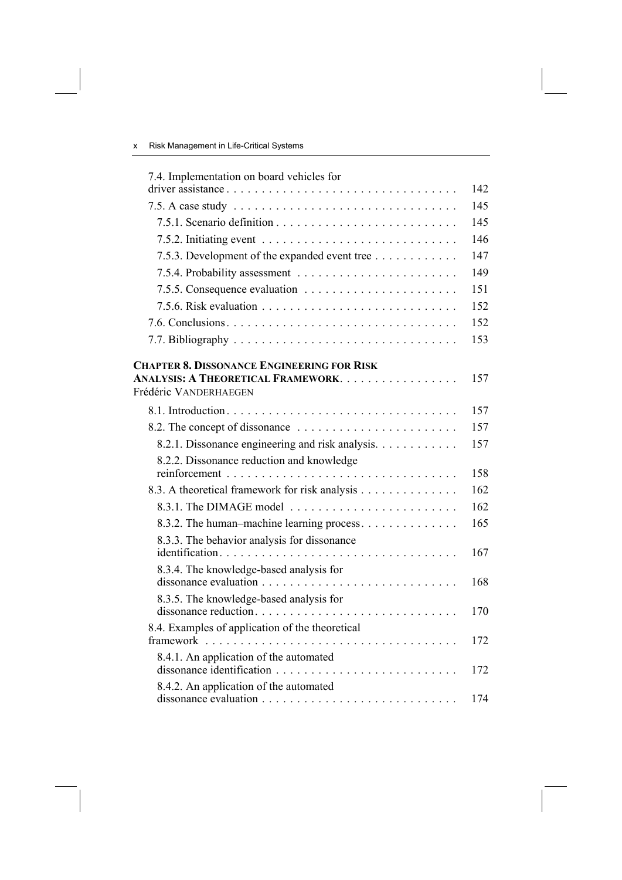7.4. Implementation on board vehicles for driver assistance . . . . . 142

7.5. A case study . . . . . 145

7.5.1. Scenario definition . . . . . 145

7.5.2. Initiating event . . . . . 146

7.5.3. Development of the expanded event tree . . . . . 147

7.5.4. Probability assessment . . . . . 149

7.5.5. Consequence evaluation . . . . . 151

7.5.6. Risk evaluation . . . . . 152

7.6. Conclusions . . . . . 152

7.7. Bibliography . . . . . 153

**CHAPTER 8. DISSONANCE ENGINEERING FOR RISK ANALYSIS: A THEORETICAL FRAMEWORK** . . . . . 157
Frédéric VANDERHAEGEN

8.1. Introduction . . . . . 157

8.2. The concept of dissonance . . . . . 157

8.2.1. Dissonance engineering and risk analysis . . . . . 157

8.2.2. Dissonance reduction and knowledge reinforcement . . . . . 158

8.3. A theoretical framework for risk analysis . . . . . 162

8.3.1. The DIMAGE model . . . . . 162

8.3.2. The human–machine learning process . . . . . 165

8.3.3. The behavior analysis for dissonance identification . . . . . 167

8.3.4. The knowledge-based analysis for dissonance evaluation . . . . . 168

8.3.5. The knowledge-based analysis for dissonance reduction . . . . . 170

8.4. Examples of application of the theoretical framework . . . . . 172

8.4.1. An application of the automated dissonance identification . . . . . 172

8.4.2. An application of the automated dissonance evaluation . . . . . 174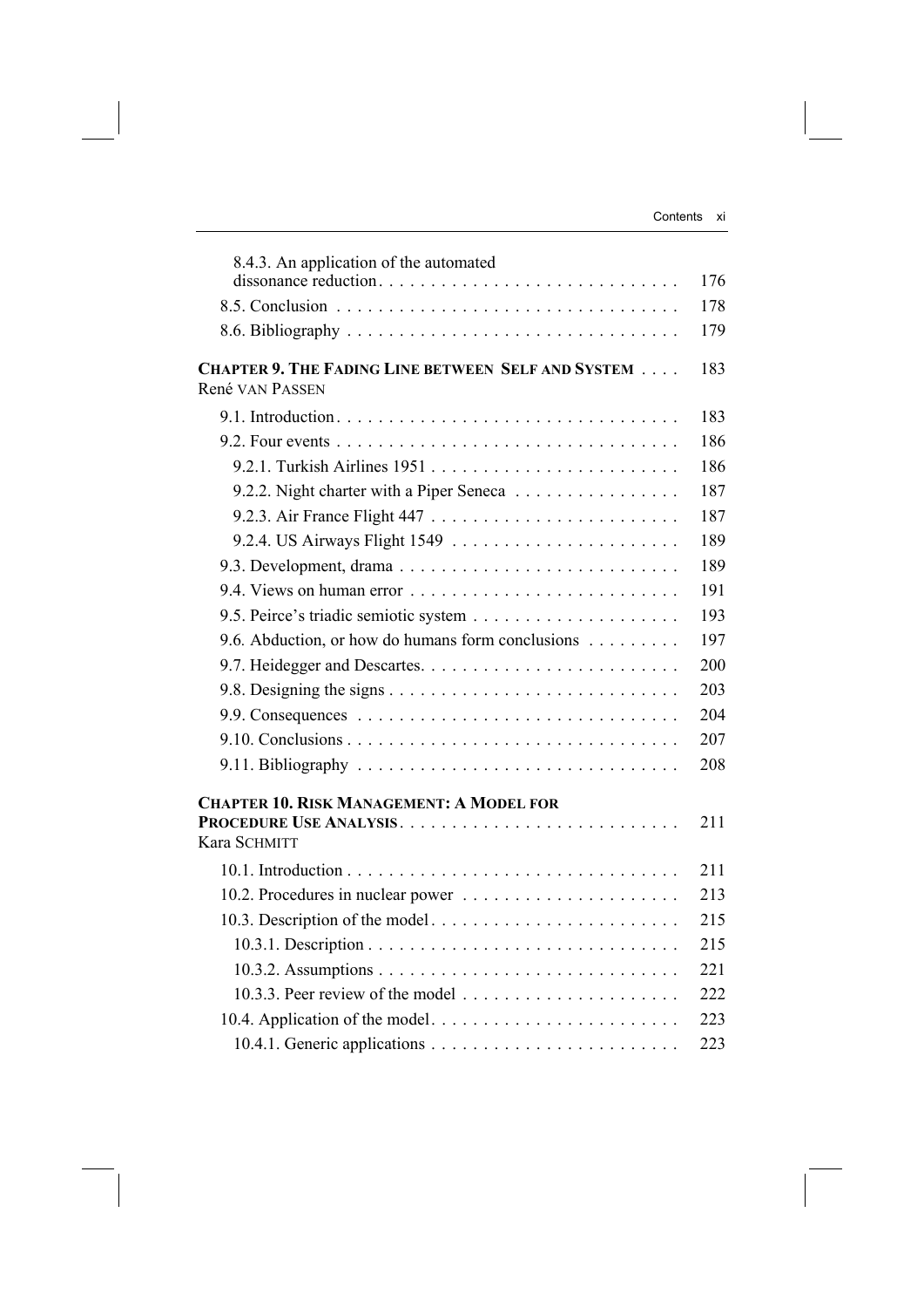8.4.3. An application of the automated dissonance reduction . . . . . 176

8.5. Conclusion . . . . . 178

8.6. Bibliography . . . . . 179

**CHAPTER 9. THE FADING LINE BETWEEN SELF AND SYSTEM** . . . . 183
René VAN PASSEN

9.1. Introduction . . . . . 183

9.2. Four events . . . . . 186

9.2.1. Turkish Airlines 1951 . . . . . 186

9.2.2. Night charter with a Piper Seneca . . . . . 187

9.2.3. Air France Flight 447 . . . . . 187

9.2.4. US Airways Flight 1549 . . . . . 189

9.3. Development, drama . . . . . 189

9.4. Views on human error . . . . . 191

9.5. Peirce's triadic semiotic system . . . . . 193

9.6. Abduction, or how do humans form conclusions . . . . . 197

9.7. Heidegger and Descartes . . . . . 200

9.8. Designing the signs . . . . . 203

9.9. Consequences . . . . . 204

9.10. Conclusions . . . . . 207

9.11. Bibliography . . . . . 208

**CHAPTER 10. RISK MANAGEMENT: A MODEL FOR PROCEDURE USE ANALYSIS** . . . . . 211
Kara SCHMITT

10.1. Introduction . . . . . 211

10.2. Procedures in nuclear power . . . . . 213

10.3. Description of the model . . . . . 215

10.3.1. Description . . . . . 215

10.3.2. Assumptions . . . . . 221

10.3.3. Peer review of the model . . . . . 222

10.4. Application of the model . . . . . 223

10.4.1. Generic applications . . . . . 223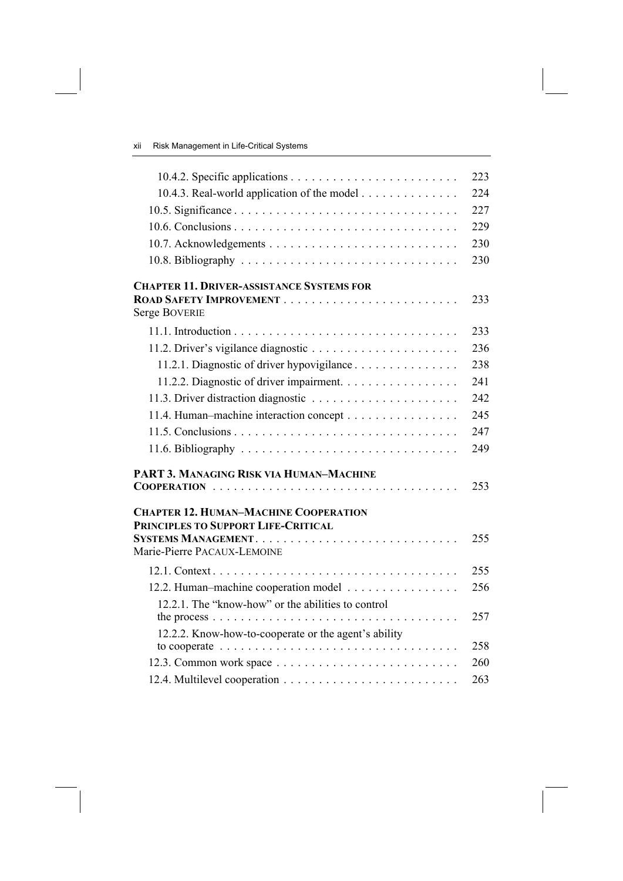10.4.2. Specific applications . . . . . . . . . . . . . . . . . . . . . . . . 223

10.4.3. Real-world application of the model . . . . . . . . . . . . . 224

10.5. Significance . . . . . . . . . . . . . . . . . . . . . . . . . . . . . . . 227

10.6. Conclusions . . . . . . . . . . . . . . . . . . . . . . . . . . . . . . . 229

10.7. Acknowledgements . . . . . . . . . . . . . . . . . . . . . . . . . . 230

10.8. Bibliography . . . . . . . . . . . . . . . . . . . . . . . . . . . . . . 230

**CHAPTER 11. DRIVER-ASSISTANCE SYSTEMS FOR ROAD SAFETY IMPROVEMENT** . . . . . . . . . . . . . . . . . . . . . . . . 233
Serge BOVERIE

11.1. Introduction . . . . . . . . . . . . . . . . . . . . . . . . . . . . . . . 233

11.2. Driver's vigilance diagnostic . . . . . . . . . . . . . . . . . . . . 236

11.2.1. Diagnostic of driver hypovigilance . . . . . . . . . . . . . . 238

11.2.2. Diagnostic of driver impairment. . . . . . . . . . . . . . . . 241

11.3. Driver distraction diagnostic . . . . . . . . . . . . . . . . . . . . 242

11.4. Human–machine interaction concept . . . . . . . . . . . . . . . 245

11.5. Conclusions . . . . . . . . . . . . . . . . . . . . . . . . . . . . . . . 247

11.6. Bibliography . . . . . . . . . . . . . . . . . . . . . . . . . . . . . . 249

**PART 3. MANAGING RISK VIA HUMAN–MACHINE COOPERATION** . . . . . . . . . . . . . . . . . . . . . . . . . . . . . . . . . . 253

**CHAPTER 12. HUMAN–MACHINE COOPERATION PRINCIPLES TO SUPPORT LIFE-CRITICAL SYSTEMS MANAGEMENT**. . . . . . . . . . . . . . . . . . . . . . . . . . . . 255
Marie-Pierre PACAUX-LEMOINE

12.1. Context . . . . . . . . . . . . . . . . . . . . . . . . . . . . . . . . . . 255

12.2. Human–machine cooperation model . . . . . . . . . . . . . . . 256

12.2.1. The "know-how" or the abilities to control the process . . . . . . . . . . . . . . . . . . . . . . . . . . . . . . . . . . 257

12.2.2. Know-how-to-cooperate or the agent's ability to cooperate . . . . . . . . . . . . . . . . . . . . . . . . . . . . . . . . 258

12.3. Common work space . . . . . . . . . . . . . . . . . . . . . . . . . 260

12.4. Multilevel cooperation . . . . . . . . . . . . . . . . . . . . . . . . 263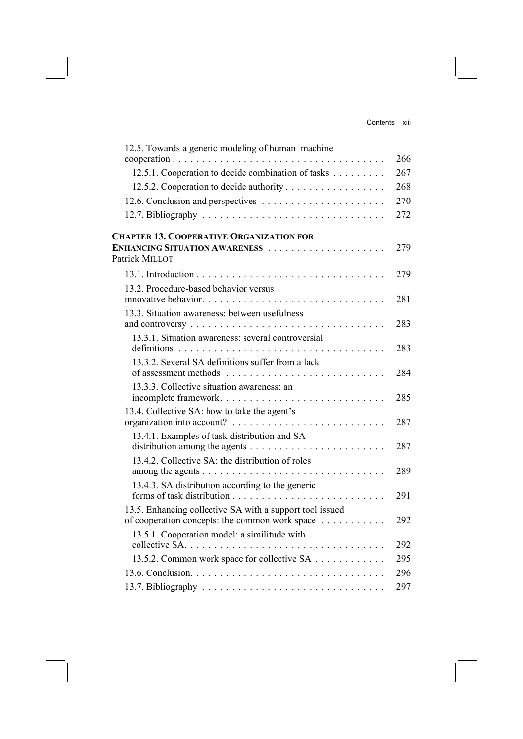12.5. Towards a generic modeling of human–machine cooperation . . . . . . . . . . . . . . . . . . . . . . . . . . . . . . . . . . . . 266

12.5.1. Cooperation to decide combination of tasks . . . . . . . . . 267

12.5.2. Cooperation to decide authority . . . . . . . . . . . . . . . . . 268

12.6. Conclusion and perspectives . . . . . . . . . . . . . . . . . . . . . 270

12.7. Bibliography . . . . . . . . . . . . . . . . . . . . . . . . . . . . . . 272

**CHAPTER 13. COOPERATIVE ORGANIZATION FOR ENHANCING SITUATION AWARENESS** . . . . . . . . . . . . . . . . . . . . 279
Patrick MILLOT

13.1. Introduction . . . . . . . . . . . . . . . . . . . . . . . . . . . . . . . . 279

13.2. Procedure-based behavior versus innovative behavior . . . . . . . . . . . . . . . . . . . . . . . . . . . . . . 281

13.3. Situation awareness: between usefulness and controversy . . . . . . . . . . . . . . . . . . . . . . . . . . . . . . . . 283

13.3.1. Situation awareness: several controversial definitions . . . . . . . . . . . . . . . . . . . . . . . . . . . . . . . . . . 283

13.3.2. Several SA definitions suffer from a lack of assessment methods . . . . . . . . . . . . . . . . . . . . . . . . . . 284

13.3.3. Collective situation awareness: an incomplete framework . . . . . . . . . . . . . . . . . . . . . . . . . . . 285

13.4. Collective SA: how to take the agent's organization into account? . . . . . . . . . . . . . . . . . . . . . . . . . 287

13.4.1. Examples of task distribution and SA distribution among the agents . . . . . . . . . . . . . . . . . . . . . . . 287

13.4.2. Collective SA: the distribution of roles among the agents . . . . . . . . . . . . . . . . . . . . . . . . . . . . . . . 289

13.4.3. SA distribution according to the generic forms of task distribution . . . . . . . . . . . . . . . . . . . . . . . . . 291

13.5. Enhancing collective SA with a support tool issued of cooperation concepts: the common work space . . . . . . . . . . 292

13.5.1. Cooperation model: a similitude with collective SA . . . . . . . . . . . . . . . . . . . . . . . . . . . . . . . . . 292

13.5.2. Common work space for collective SA . . . . . . . . . . . . 295

13.6. Conclusion . . . . . . . . . . . . . . . . . . . . . . . . . . . . . . . . 296

13.7. Bibliography . . . . . . . . . . . . . . . . . . . . . . . . . . . . . . 297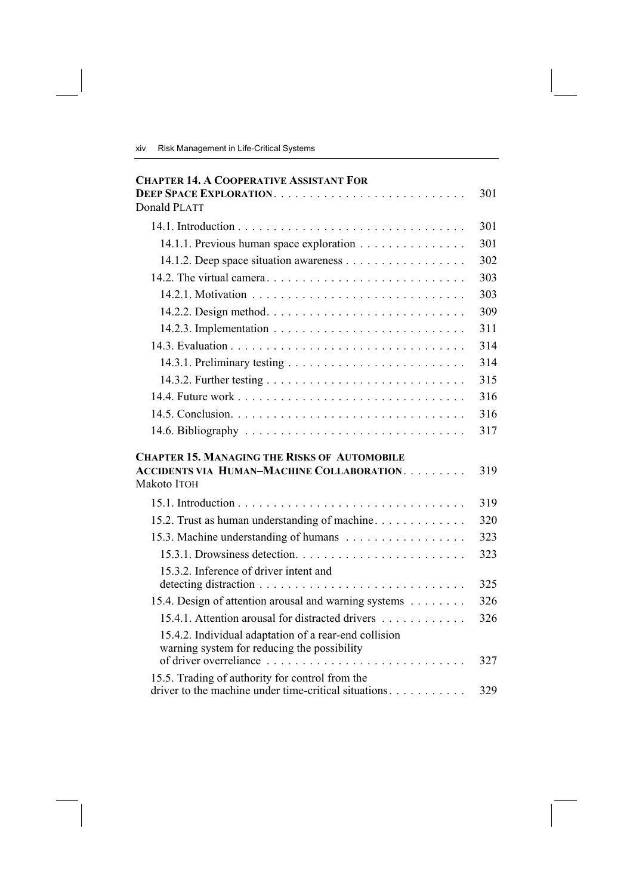**CHAPTER 14. A COOPERATIVE ASSISTANT FOR DEEP SPACE EXPLORATION** . . . . . . . . . . . . . . . . . . . . . . . . . . 301
Donald PLATT

14.1. Introduction . . . . . . . . . . . . . . . . . . . . . . . . . . . . . . . . 301
14.1.1. Previous human space exploration . . . . . . . . . . . . . . . 301
14.1.2. Deep space situation awareness . . . . . . . . . . . . . . . . . 302
14.2. The virtual camera . . . . . . . . . . . . . . . . . . . . . . . . . . . . 303
14.2.1. Motivation . . . . . . . . . . . . . . . . . . . . . . . . . . . . . . 303
14.2.2. Design method. . . . . . . . . . . . . . . . . . . . . . . . . . . . 309
14.2.3. Implementation . . . . . . . . . . . . . . . . . . . . . . . . . . . 311
14.3. Evaluation . . . . . . . . . . . . . . . . . . . . . . . . . . . . . . . . . 314
14.3.1. Preliminary testing . . . . . . . . . . . . . . . . . . . . . . . . . 314
14.3.2. Further testing . . . . . . . . . . . . . . . . . . . . . . . . . . . . 315
14.4. Future work . . . . . . . . . . . . . . . . . . . . . . . . . . . . . . . . 316
14.5. Conclusion. . . . . . . . . . . . . . . . . . . . . . . . . . . . . . . . . 316
14.6. Bibliography . . . . . . . . . . . . . . . . . . . . . . . . . . . . . . . 317

**CHAPTER 15. MANAGING THE RISKS OF AUTOMOBILE ACCIDENTS VIA HUMAN–MACHINE COLLABORATION**. . . . . . . . . 319
Makoto ITOH

15.1. Introduction . . . . . . . . . . . . . . . . . . . . . . . . . . . . . . . . 319
15.2. Trust as human understanding of machine. . . . . . . . . . . . . 320
15.3. Machine understanding of humans . . . . . . . . . . . . . . . . . 323
15.3.1. Drowsiness detection. . . . . . . . . . . . . . . . . . . . . . . . 323
15.3.2. Inference of driver intent and detecting distraction . . . . . . . . . . . . . . . . . . . . . . . . . . . . 325
15.4. Design of attention arousal and warning systems . . . . . . . . 326
15.4.1. Attention arousal for distracted drivers . . . . . . . . . . . . 326
15.4.2. Individual adaptation of a rear-end collision warning system for reducing the possibility of driver overreliance . . . . . . . . . . . . . . . . . . . . . . . . . . . . 327
15.5. Trading of authority for control from the driver to the machine under time-critical situations. . . . . . . . . . . 329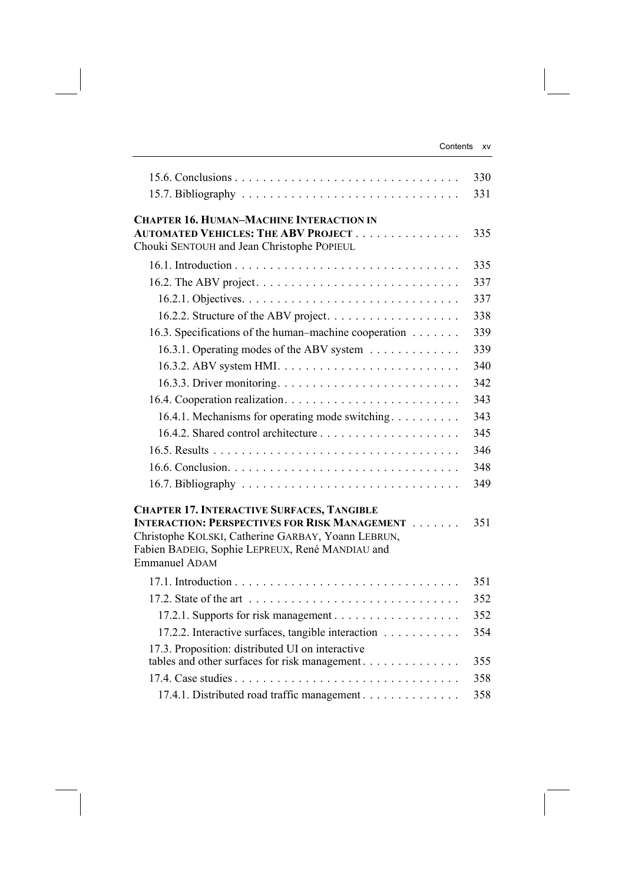| | |
|---|---|
| 15.6. Conclusions | 330 |
| 15.7. Bibliography | 331 |

**CHAPTER 16. HUMAN–MACHINE INTERACTION IN AUTOMATED VEHICLES: THE ABV PROJECT** . . . . . 335
Chouki SENTOUH and Jean Christophe POPIEUL

| | |
|---|---|
| 16.1. Introduction | 335 |
| 16.2. The ABV project | 337 |
| 16.2.1. Objectives | 337 |
| 16.2.2. Structure of the ABV project | 338 |
| 16.3. Specifications of the human–machine cooperation | 339 |
| 16.3.1. Operating modes of the ABV system | 339 |
| 16.3.2. ABV system HMI | 340 |
| 16.3.3. Driver monitoring | 342 |
| 16.4. Cooperation realization | 343 |
| 16.4.1. Mechanisms for operating mode switching | 343 |
| 16.4.2. Shared control architecture | 345 |
| 16.5. Results | 346 |
| 16.6. Conclusion | 348 |
| 16.7. Bibliography | 349 |

**CHAPTER 17. INTERACTIVE SURFACES, TANGIBLE INTERACTION: PERSPECTIVES FOR RISK MANAGEMENT** . . . . . 351
Christophe KOLSKI, Catherine GARBAY, Yoann LEBRUN, Fabien BADEIG, Sophie LEPREUX, René MANDIAU and Emmanuel ADAM

| | |
|---|---|
| 17.1. Introduction | 351 |
| 17.2. State of the art | 352 |
| 17.2.1. Supports for risk management | 352 |
| 17.2.2. Interactive surfaces, tangible interaction | 354 |
| 17.3. Proposition: distributed UI on interactive tables and other surfaces for risk management | 355 |
| 17.4. Case studies | 358 |
| 17.4.1. Distributed road traffic management | 358 |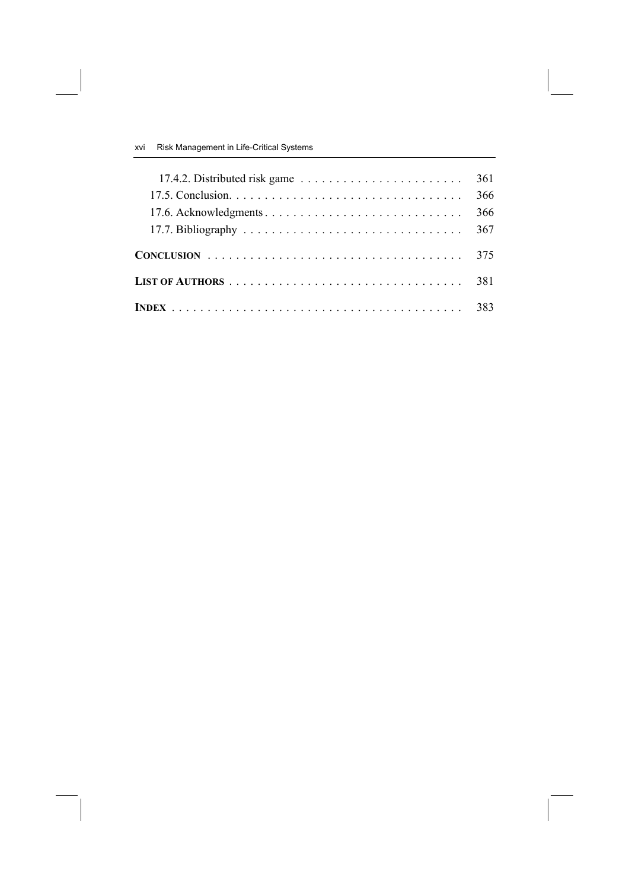17.4.2. Distributed risk game . . . . . . . . . . . . . . . . . . . . . . . 361

17.5. Conclusion. . . . . . . . . . . . . . . . . . . . . . . . . . . . . . . . 366

17.6. Acknowledgments . . . . . . . . . . . . . . . . . . . . . . . . . . . . 366

17.7. Bibliography . . . . . . . . . . . . . . . . . . . . . . . . . . . . . . . 367

**CONCLUSION** . . . . . . . . . . . . . . . . . . . . . . . . . . . . . . . . . . . . 375

**LIST OF AUTHORS** . . . . . . . . . . . . . . . . . . . . . . . . . . . . . . . . 381

**INDEX** . . . . . . . . . . . . . . . . . . . . . . . . . . . . . . . . . . . . . . . . . 383